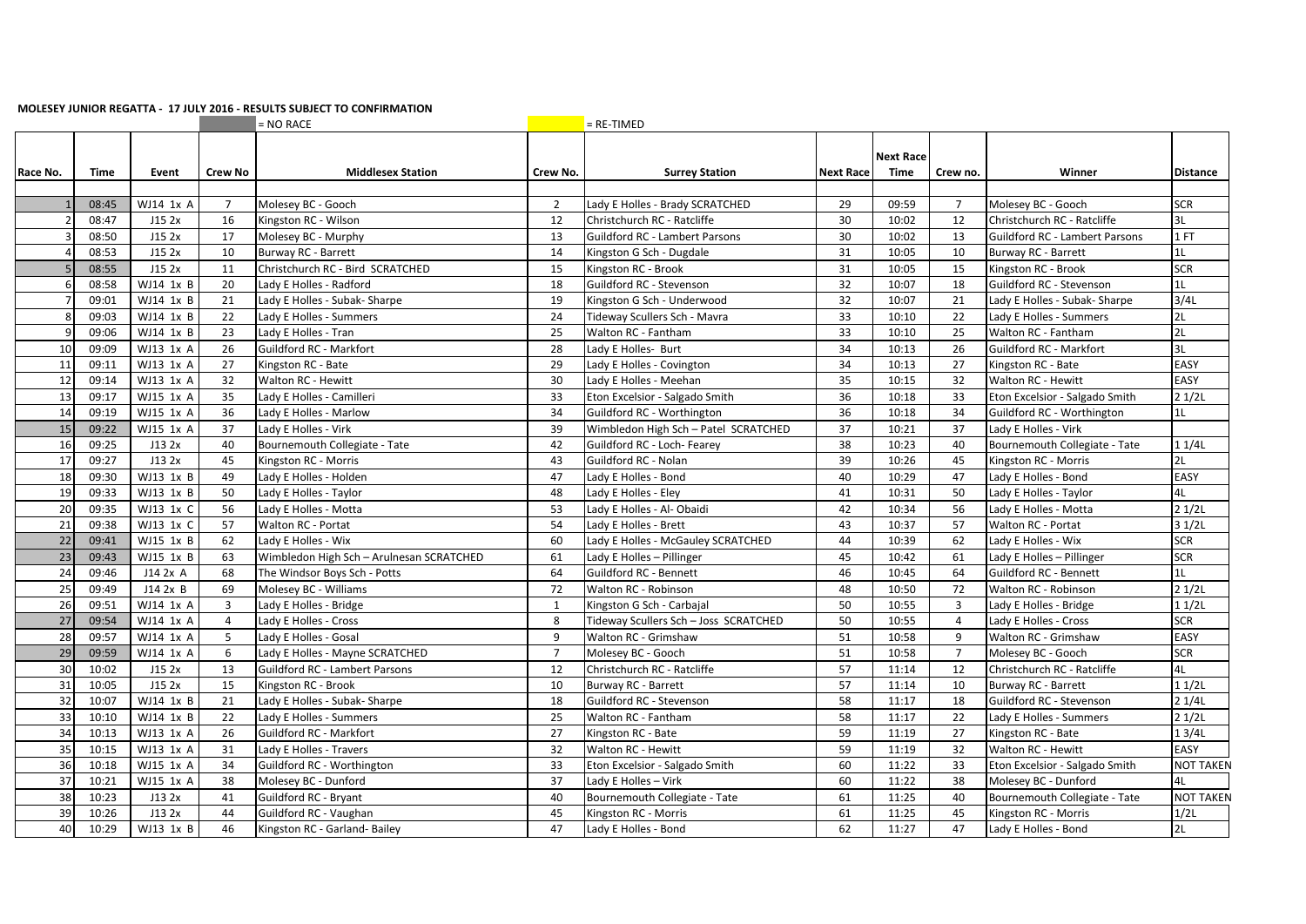**MOLESEY JUNIOR REGATTA - 17 JULY 2016 - RESULTS SUBJECT TO CONFIRMATION**

= NO RACE    = RE-TIMED

| Race No. | Time | Event | Crew No | Middlesex Station | Crew No. | Surrey Station | Next Race | Next Race Time | Crew no. | Winner | Distance |
|---|---|---|---|---|---|---|---|---|---|---|---|
| 1 | 08:45 | WJ14 1x A | 7 | Molesey BC - Gooch | 2 | Lady E Holles - Brady SCRATCHED | 29 | 09:59 | 7 | Molesey BC - Gooch | SCR |
| 2 | 08:47 | J15 2x | 16 | Kingston RC - Wilson | 12 | Christchurch RC - Ratcliffe | 30 | 10:02 | 12 | Christchurch RC - Ratcliffe | 3L |
| 3 | 08:50 | J15 2x | 17 | Molesey BC - Murphy | 13 | Guildford RC - Lambert Parsons | 30 | 10:02 | 13 | Guildford RC - Lambert Parsons | 1 FT |
| 4 | 08:53 | J15 2x | 10 | Burway RC - Barrett | 14 | Kingston G Sch - Dugdale | 31 | 10:05 | 10 | Burway RC - Barrett | 1L |
| 5 | 08:55 | J15 2x | 11 | Christchurch RC - Bird SCRATCHED | 15 | Kingston RC - Brook | 31 | 10:05 | 15 | Kingston RC - Brook | SCR |
| 6 | 08:58 | WJ14 1x B | 20 | Lady E Holles - Radford | 18 | Guildford RC - Stevenson | 32 | 10:07 | 18 | Guildford RC - Stevenson | 1L |
| 7 | 09:01 | WJ14 1x B | 21 | Lady E Holles - Subak- Sharpe | 19 | Kingston G Sch - Underwood | 32 | 10:07 | 21 | Lady E Holles - Subak- Sharpe | 3/4L |
| 8 | 09:03 | WJ14 1x B | 22 | Lady E Holles - Summers | 24 | Tideway Scullers Sch - Mavra | 33 | 10:10 | 22 | Lady E Holles - Summers | 2L |
| 9 | 09:06 | WJ14 1x B | 23 | Lady E Holles - Tran | 25 | Walton RC - Fantham | 33 | 10:10 | 25 | Walton RC - Fantham | 2L |
| 10 | 09:09 | WJ13 1x A | 26 | Guildford RC - Markfort | 28 | Lady E Holles- Burt | 34 | 10:13 | 26 | Guildford RC - Markfort | 3L |
| 11 | 09:11 | WJ13 1x A | 27 | Kingston RC - Bate | 29 | Lady E Holles - Covington | 34 | 10:13 | 27 | Kingston RC - Bate | EASY |
| 12 | 09:14 | WJ13 1x A | 32 | Walton RC - Hewitt | 30 | Lady E Holles - Meehan | 35 | 10:15 | 32 | Walton RC - Hewitt | EASY |
| 13 | 09:17 | WJ15 1x A | 35 | Lady E Holles - Camilleri | 33 | Eton Excelsior - Salgado Smith | 36 | 10:18 | 33 | Eton Excelsior - Salgado Smith | 2 1/2L |
| 14 | 09:19 | WJ15 1x A | 36 | Lady E Holles - Marlow | 34 | Guildford RC - Worthington | 36 | 10:18 | 34 | Guildford RC - Worthington | 1L |
| 15 | 09:22 | WJ15 1x A | 37 | Lady E Holles - Virk | 39 | Wimbledon High Sch – Patel SCRATCHED | 37 | 10:21 | 37 | Lady E Holles - Virk | |
| 16 | 09:25 | J13 2x | 40 | Bournemouth Collegiate - Tate | 42 | Guildford RC - Loch- Fearey | 38 | 10:23 | 40 | Bournemouth Collegiate - Tate | 1 1/4L |
| 17 | 09:27 | J13 2x | 45 | Kingston RC - Morris | 43 | Guildford RC - Nolan | 39 | 10:26 | 45 | Kingston RC - Morris | 2L |
| 18 | 09:30 | WJ13 1x B | 49 | Lady E Holles - Holden | 47 | Lady E Holles - Bond | 40 | 10:29 | 47 | Lady E Holles - Bond | EASY |
| 19 | 09:33 | WJ13 1x B | 50 | Lady E Holles - Taylor | 48 | Lady E Holles - Eley | 41 | 10:31 | 50 | Lady E Holles - Taylor | 4L |
| 20 | 09:35 | WJ13 1x C | 56 | Lady E Holles - Motta | 53 | Lady E Holles - Al- Obaidi | 42 | 10:34 | 56 | Lady E Holles - Motta | 2 1/2L |
| 21 | 09:38 | WJ13 1x C | 57 | Walton RC - Portat | 54 | Lady E Holles - Brett | 43 | 10:37 | 57 | Walton RC - Portat | 3 1/2L |
| 22 | 09:41 | WJ15 1x B | 62 | Lady E Holles - Wix | 60 | Lady E Holles - McGauley SCRATCHED | 44 | 10:39 | 62 | Lady E Holles - Wix | SCR |
| 23 | 09:43 | WJ15 1x B | 63 | Wimbledon High Sch – Arulnesan SCRATCHED | 61 | Lady E Holles – Pillinger | 45 | 10:42 | 61 | Lady E Holles – Pillinger | SCR |
| 24 | 09:46 | J14 2x A | 68 | The Windsor Boys Sch - Potts | 64 | Guildford RC - Bennett | 46 | 10:45 | 64 | Guildford RC - Bennett | 1L |
| 25 | 09:49 | J14 2x B | 69 | Molesey BC - Williams | 72 | Walton RC - Robinson | 48 | 10:50 | 72 | Walton RC - Robinson | 2 1/2L |
| 26 | 09:51 | WJ14 1x A | 3 | Lady E Holles - Bridge | 1 | Kingston G Sch - Carbajal | 50 | 10:55 | 3 | Lady E Holles - Bridge | 1 1/2L |
| 27 | 09:54 | WJ14 1x A | 4 | Lady E Holles - Cross | 8 | Tideway Scullers Sch – Joss SCRATCHED | 50 | 10:55 | 4 | Lady E Holles - Cross | SCR |
| 28 | 09:57 | WJ14 1x A | 5 | Lady E Holles - Gosal | 9 | Walton RC - Grimshaw | 51 | 10:58 | 9 | Walton RC - Grimshaw | EASY |
| 29 | 09:59 | WJ14 1x A | 6 | Lady E Holles - Mayne SCRATCHED | 7 | Molesey BC - Gooch | 51 | 10:58 | 7 | Molesey BC - Gooch | SCR |
| 30 | 10:02 | J15 2x | 13 | Guildford RC - Lambert Parsons | 12 | Christchurch RC - Ratcliffe | 57 | 11:14 | 12 | Christchurch RC - Ratcliffe | 4L |
| 31 | 10:05 | J15 2x | 15 | Kingston RC - Brook | 10 | Burway RC - Barrett | 57 | 11:14 | 10 | Burway RC - Barrett | 1 1/2L |
| 32 | 10:07 | WJ14 1x B | 21 | Lady E Holles - Subak- Sharpe | 18 | Guildford RC - Stevenson | 58 | 11:17 | 18 | Guildford RC - Stevenson | 2 1/4L |
| 33 | 10:10 | WJ14 1x B | 22 | Lady E Holles - Summers | 25 | Walton RC - Fantham | 58 | 11:17 | 22 | Lady E Holles - Summers | 2 1/2L |
| 34 | 10:13 | WJ13 1x A | 26 | Guildford RC - Markfort | 27 | Kingston RC - Bate | 59 | 11:19 | 27 | Kingston RC - Bate | 1 3/4L |
| 35 | 10:15 | WJ13 1x A | 31 | Lady E Holles - Travers | 32 | Walton RC - Hewitt | 59 | 11:19 | 32 | Walton RC - Hewitt | EASY |
| 36 | 10:18 | WJ15 1x A | 34 | Guildford RC - Worthington | 33 | Eton Excelsior - Salgado Smith | 60 | 11:22 | 33 | Eton Excelsior - Salgado Smith | NOT TAKEN |
| 37 | 10:21 | WJ15 1x A | 38 | Molesey BC - Dunford | 37 | Lady E Holles – Virk | 60 | 11:22 | 38 | Molesey BC - Dunford | 4L |
| 38 | 10:23 | J13 2x | 41 | Guildford RC - Bryant | 40 | Bournemouth Collegiate - Tate | 61 | 11:25 | 40 | Bournemouth Collegiate - Tate | NOT TAKEN |
| 39 | 10:26 | J13 2x | 44 | Guildford RC - Vaughan | 45 | Kingston RC - Morris | 61 | 11:25 | 45 | Kingston RC - Morris | 1/2L |
| 40 | 10:29 | WJ13 1x B | 46 | Kingston RC - Garland- Bailey | 47 | Lady E Holles - Bond | 62 | 11:27 | 47 | Lady E Holles - Bond | 2L |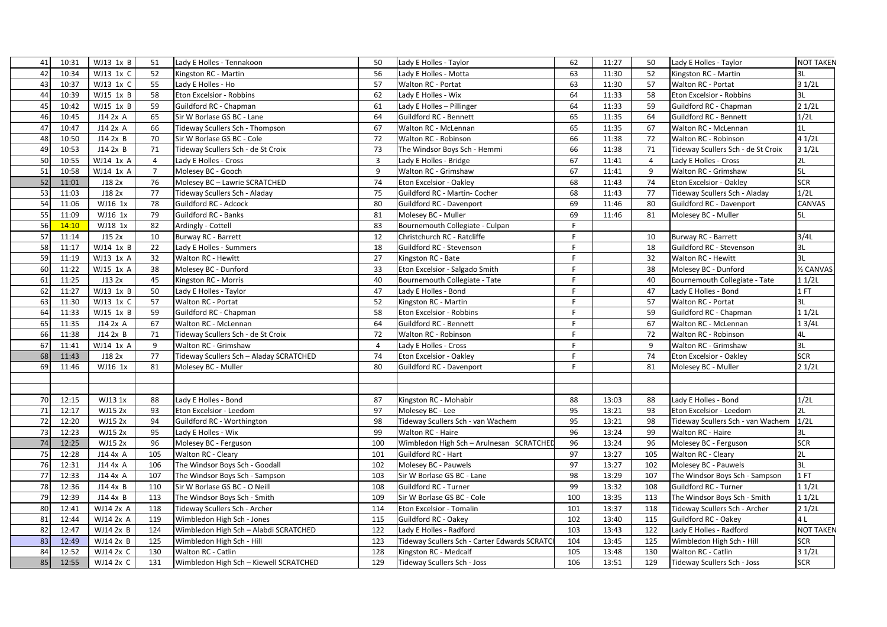| | | | | | | | | | | | | |
|---|---|---|---|---|---|---|---|---|---|---|---|---|
| 41 | 10:31 | WJ13 1x B | 51 | Lady E Holles - Tennakoon | 50 | Lady E Holles - Taylor | 62 | 11:27 | 50 | Lady E Holles - Taylor | NOT TAKEN |
| 42 | 10:34 | WJ13 1x C | 52 | Kingston RC - Martin | 56 | Lady E Holles - Motta | 63 | 11:30 | 52 | Kingston RC - Martin | 3L |
| 43 | 10:37 | WJ13 1x C | 55 | Lady E Holles - Ho | 57 | Walton RC - Portat | 63 | 11:30 | 57 | Walton RC - Portat | 3 1/2L |
| 44 | 10:39 | WJ15 1x B | 58 | Eton Excelsior - Robbins | 62 | Lady E Holles - Wix | 64 | 11:33 | 58 | Eton Excelsior - Robbins | 3L |
| 45 | 10:42 | WJ15 1x B | 59 | Guildford RC - Chapman | 61 | Lady E Holles – Pillinger | 64 | 11:33 | 59 | Guildford RC - Chapman | 2 1/2L |
| 46 | 10:45 | J14 2x A | 65 | Sir W Borlase GS BC - Lane | 64 | Guildford RC - Bennett | 65 | 11:35 | 64 | Guildford RC - Bennett | 1/2L |
| 47 | 10:47 | J14 2x A | 66 | Tideway Scullers Sch - Thompson | 67 | Walton RC - McLennan | 65 | 11:35 | 67 | Walton RC - McLennan | 1L |
| 48 | 10:50 | J14 2x B | 70 | Sir W Borlase GS BC - Cole | 72 | Walton RC - Robinson | 66 | 11:38 | 72 | Walton RC - Robinson | 4 1/2L |
| 49 | 10:53 | J14 2x B | 71 | Tideway Scullers Sch - de St Croix | 73 | The Windsor Boys Sch - Hemmi | 66 | 11:38 | 71 | Tideway Scullers Sch - de St Croix | 3 1/2L |
| 50 | 10:55 | WJ14 1x A | 4 | Lady E Holles - Cross | 3 | Lady E Holles - Bridge | 67 | 11:41 | 4 | Lady E Holles - Cross | 2L |
| 51 | 10:58 | WJ14 1x A | 7 | Molesey BC - Gooch | 9 | Walton RC - Grimshaw | 67 | 11:41 | 9 | Walton RC - Grimshaw | 5L |
| 52 | 11:01 | J18 2x | 76 | Molesey BC – Lawrie SCRATCHED | 74 | Eton Excelsior - Oakley | 68 | 11:43 | 74 | Eton Excelsior - Oakley | SCR |
| 53 | 11:03 | J18 2x | 77 | Tideway Scullers Sch - Aladay | 75 | Guildford RC - Martin- Cocher | 68 | 11:43 | 77 | Tideway Scullers Sch - Aladay | 1/2L |
| 54 | 11:06 | WJ16 1x | 78 | Guildford RC - Adcock | 80 | Guildford RC - Davenport | 69 | 11:46 | 80 | Guildford RC - Davenport | CANVAS |
| 55 | 11:09 | WJ16 1x | 79 | Guildford RC - Banks | 81 | Molesey BC - Muller | 69 | 11:46 | 81 | Molesey BC - Muller | 5L |
| 56 | 14:10 | WJ18 1x | 82 | Ardingly - Cottell | 83 | Bournemouth Collegiate - Culpan | F | | | | |
| 57 | 11:14 | J15 2x | 10 | Burway RC - Barrett | 12 | Christchurch RC - Ratcliffe | F | | 10 | Burway RC - Barrett | 3/4L |
| 58 | 11:17 | WJ14 1x B | 22 | Lady E Holles - Summers | 18 | Guildford RC - Stevenson | F | | 18 | Guildford RC - Stevenson | 3L |
| 59 | 11:19 | WJ13 1x A | 32 | Walton RC - Hewitt | 27 | Kingston RC - Bate | F | | 32 | Walton RC - Hewitt | 3L |
| 60 | 11:22 | WJ15 1x A | 38 | Molesey BC - Dunford | 33 | Eton Excelsior - Salgado Smith | F | | 38 | Molesey BC - Dunford | ½ CANVAS |
| 61 | 11:25 | J13 2x | 45 | Kingston RC - Morris | 40 | Bournemouth Collegiate - Tate | F | | 40 | Bournemouth Collegiate - Tate | 1 1/2L |
| 62 | 11:27 | WJ13 1x B | 50 | Lady E Holles - Taylor | 47 | Lady E Holles - Bond | F | | 47 | Lady E Holles - Bond | 1 FT |
| 63 | 11:30 | WJ13 1x C | 57 | Walton RC - Portat | 52 | Kingston RC - Martin | F | | 57 | Walton RC - Portat | 3L |
| 64 | 11:33 | WJ15 1x B | 59 | Guildford RC - Chapman | 58 | Eton Excelsior - Robbins | F | | 59 | Guildford RC - Chapman | 1 1/2L |
| 65 | 11:35 | J14 2x A | 67 | Walton RC - McLennan | 64 | Guildford RC - Bennett | F | | 67 | Walton RC - McLennan | 1 3/4L |
| 66 | 11:38 | J14 2x B | 71 | Tideway Scullers Sch - de St Croix | 72 | Walton RC - Robinson | F | | 72 | Walton RC - Robinson | 4L |
| 67 | 11:41 | WJ14 1x A | 9 | Walton RC - Grimshaw | 4 | Lady E Holles - Cross | F | | 9 | Walton RC - Grimshaw | 3L |
| 68 | 11:43 | J18 2x | 77 | Tideway Scullers Sch – Aladay SCRATCHED | 74 | Eton Excelsior - Oakley | F | | 74 | Eton Excelsior - Oakley | SCR |
| 69 | 11:46 | WJ16 1x | 81 | Molesey BC - Muller | 80 | Guildford RC - Davenport | F | | 81 | Molesey BC - Muller | 2 1/2L |
| | | | | | | | | | | | |
| | | | | | | | | | | | |
| 70 | 12:15 | WJ13 1x | 88 | Lady E Holles - Bond | 87 | Kingston RC - Mohabir | 88 | 13:03 | 88 | Lady E Holles - Bond | 1/2L |
| 71 | 12:17 | WJ15 2x | 93 | Eton Excelsior - Leedom | 97 | Molesey BC - Lee | 95 | 13:21 | 93 | Eton Excelsior - Leedom | 2L |
| 72 | 12:20 | WJ15 2x | 94 | Guildford RC - Worthington | 98 | Tideway Scullers Sch - van Wachem | 95 | 13:21 | 98 | Tideway Scullers Sch - van Wachem | 1/2L |
| 73 | 12:23 | WJ15 2x | 95 | Lady E Holles - Wix | 99 | Walton RC - Haire | 96 | 13:24 | 99 | Walton RC - Haire | 3L |
| 74 | 12:25 | WJ15 2x | 96 | Molesey BC - Ferguson | 100 | Wimbledon High Sch – Arulnesan SCRATCHED | 96 | 13:24 | 96 | Molesey BC - Ferguson | SCR |
| 75 | 12:28 | J14 4x A | 105 | Walton RC - Cleary | 101 | Guildford RC - Hart | 97 | 13:27 | 105 | Walton RC - Cleary | 2L |
| 76 | 12:31 | J14 4x A | 106 | The Windsor Boys Sch - Goodall | 102 | Molesey BC - Pauwels | 97 | 13:27 | 102 | Molesey BC - Pauwels | 3L |
| 77 | 12:33 | J14 4x A | 107 | The Windsor Boys Sch - Sampson | 103 | Sir W Borlase GS BC - Lane | 98 | 13:29 | 107 | The Windsor Boys Sch - Sampson | 1 FT |
| 78 | 12:36 | J14 4x B | 110 | Sir W Borlase GS BC - O Neill | 108 | Guildford RC - Turner | 99 | 13:32 | 108 | Guildford RC - Turner | 1 1/2L |
| 79 | 12:39 | J14 4x B | 113 | The Windsor Boys Sch - Smith | 109 | Sir W Borlase GS BC - Cole | 100 | 13:35 | 113 | The Windsor Boys Sch - Smith | 1 1/2L |
| 80 | 12:41 | WJ14 2x A | 118 | Tideway Scullers Sch - Archer | 114 | Eton Excelsior - Tomalin | 101 | 13:37 | 118 | Tideway Scullers Sch - Archer | 2 1/2L |
| 81 | 12:44 | WJ14 2x A | 119 | Wimbledon High Sch - Jones | 115 | Guildford RC - Oakey | 102 | 13:40 | 115 | Guildford RC - Oakey | 4 L |
| 82 | 12:47 | WJ14 2x B | 124 | Wimbledon High Sch – Alabdi SCRATCHED | 122 | Lady E Holles - Radford | 103 | 13:43 | 122 | Lady E Holles - Radford | NOT TAKEN |
| 83 | 12:49 | WJ14 2x B | 125 | Wimbledon High Sch - Hill | 123 | Tideway Scullers Sch - Carter Edwards SCRATCH | 104 | 13:45 | 125 | Wimbledon High Sch - Hill | SCR |
| 84 | 12:52 | WJ14 2x C | 130 | Walton RC - Catlin | 128 | Kingston RC - Medcalf | 105 | 13:48 | 130 | Walton RC - Catlin | 3 1/2L |
| 85 | 12:55 | WJ14 2x C | 131 | Wimbledon High Sch – Kiewell SCRATCHED | 129 | Tideway Scullers Sch - Joss | 106 | 13:51 | 129 | Tideway Scullers Sch - Joss | SCR |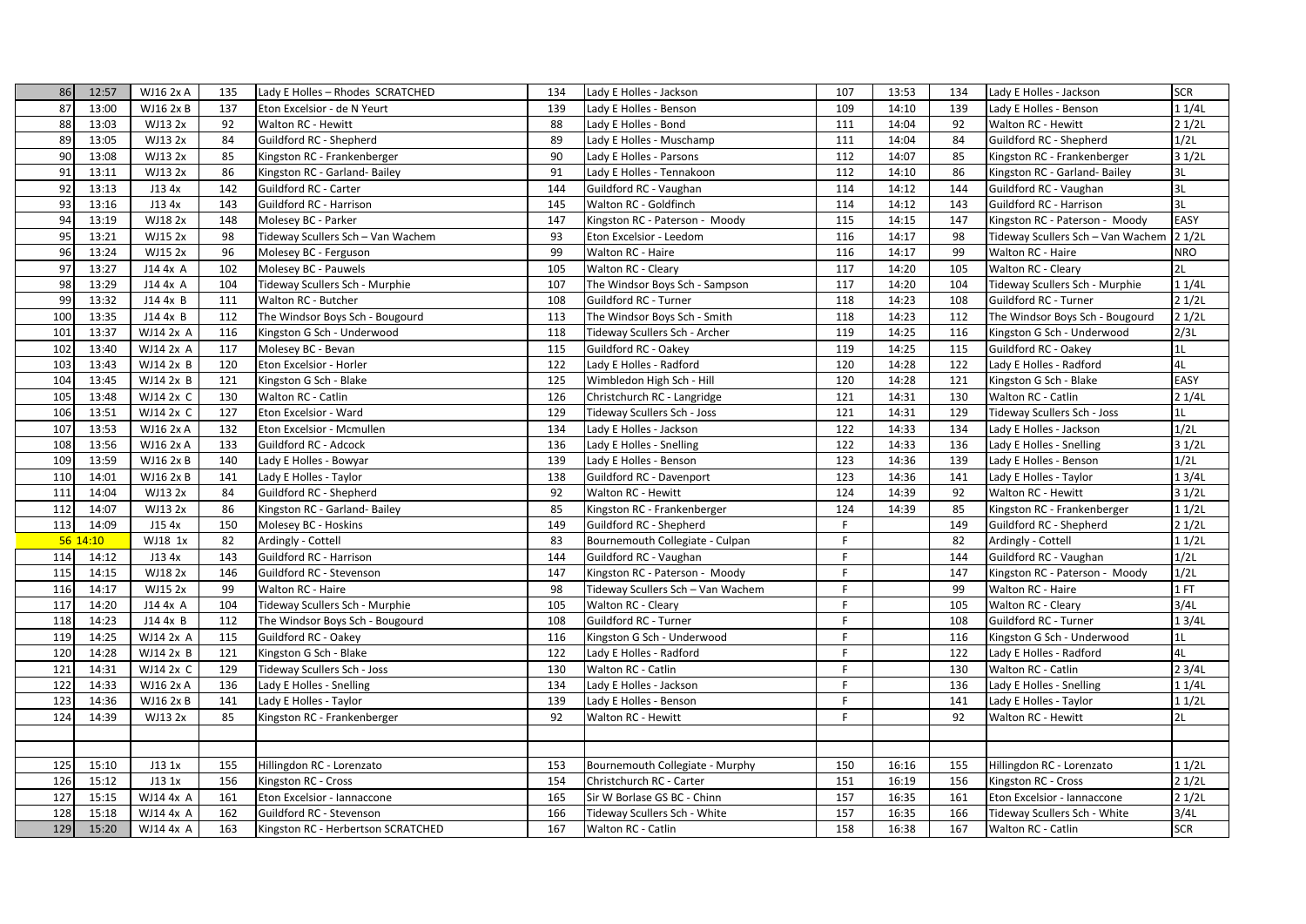| | | | | | | | | | | | |
|---|---|---|---|---|---|---|---|---|---|---|---|
| 86 | 12:57 | WJ16 2x A | 135 | Lady E Holles – Rhodes SCRATCHED | 134 | Lady E Holles - Jackson | 107 | 13:53 | 134 | Lady E Holles - Jackson | SCR |
| 87 | 13:00 | WJ16 2x B | 137 | Eton Excelsior - de N Yeurt | 139 | Lady E Holles - Benson | 109 | 14:10 | 139 | Lady E Holles - Benson | 1 1/4L |
| 88 | 13:03 | WJ13 2x | 92 | Walton RC - Hewitt | 88 | Lady E Holles - Bond | 111 | 14:04 | 92 | Walton RC - Hewitt | 2 1/2L |
| 89 | 13:05 | WJ13 2x | 84 | Guildford RC - Shepherd | 89 | Lady E Holles - Muschamp | 111 | 14:04 | 84 | Guildford RC - Shepherd | 1/2L |
| 90 | 13:08 | WJ13 2x | 85 | Kingston RC - Frankenberger | 90 | Lady E Holles - Parsons | 112 | 14:07 | 85 | Kingston RC - Frankenberger | 3 1/2L |
| 91 | 13:11 | WJ13 2x | 86 | Kingston RC - Garland- Bailey | 91 | Lady E Holles - Tennakoon | 112 | 14:10 | 86 | Kingston RC - Garland- Bailey | 3L |
| 92 | 13:13 | J13 4x | 142 | Guildford RC - Carter | 144 | Guildford RC - Vaughan | 114 | 14:12 | 144 | Guildford RC - Vaughan | 3L |
| 93 | 13:16 | J13 4x | 143 | Guildford RC - Harrison | 145 | Walton RC - Goldfinch | 114 | 14:12 | 143 | Guildford RC - Harrison | 3L |
| 94 | 13:19 | WJ18 2x | 148 | Molesey BC - Parker | 147 | Kingston RC - Paterson - Moody | 115 | 14:15 | 147 | Kingston RC - Paterson - Moody | EASY |
| 95 | 13:21 | WJ15 2x | 98 | Tideway Scullers Sch – Van Wachem | 93 | Eton Excelsior - Leedom | 116 | 14:17 | 98 | Tideway Scullers Sch – Van Wachem | 2 1/2L |
| 96 | 13:24 | WJ15 2x | 96 | Molesey BC - Ferguson | 99 | Walton RC - Haire | 116 | 14:17 | 99 | Walton RC - Haire | NRO |
| 97 | 13:27 | J14 4x A | 102 | Molesey BC - Pauwels | 105 | Walton RC - Cleary | 117 | 14:20 | 105 | Walton RC - Cleary | 2L |
| 98 | 13:29 | J14 4x A | 104 | Tideway Scullers Sch - Murphie | 107 | The Windsor Boys Sch - Sampson | 117 | 14:20 | 104 | Tideway Scullers Sch - Murphie | 1 1/4L |
| 99 | 13:32 | J14 4x B | 111 | Walton RC - Butcher | 108 | Guildford RC - Turner | 118 | 14:23 | 108 | Guildford RC - Turner | 2 1/2L |
| 100 | 13:35 | J14 4x B | 112 | The Windsor Boys Sch - Bougourd | 113 | The Windsor Boys Sch - Smith | 118 | 14:23 | 112 | The Windsor Boys Sch - Bougourd | 2 1/2L |
| 101 | 13:37 | WJ14 2x A | 116 | Kingston G Sch - Underwood | 118 | Tideway Scullers Sch - Archer | 119 | 14:25 | 116 | Kingston G Sch - Underwood | 2/3L |
| 102 | 13:40 | WJ14 2x A | 117 | Molesey BC - Bevan | 115 | Guildford RC - Oakey | 119 | 14:25 | 115 | Guildford RC - Oakey | 1L |
| 103 | 13:43 | WJ14 2x B | 120 | Eton Excelsior - Horler | 122 | Lady E Holles - Radford | 120 | 14:28 | 122 | Lady E Holles - Radford | 4L |
| 104 | 13:45 | WJ14 2x B | 121 | Kingston G Sch - Blake | 125 | Wimbledon High Sch - Hill | 120 | 14:28 | 121 | Kingston G Sch - Blake | EASY |
| 105 | 13:48 | WJ14 2x C | 130 | Walton RC - Catlin | 126 | Christchurch RC - Langridge | 121 | 14:31 | 130 | Walton RC - Catlin | 2 1/4L |
| 106 | 13:51 | WJ14 2x C | 127 | Eton Excelsior - Ward | 129 | Tideway Scullers Sch - Joss | 121 | 14:31 | 129 | Tideway Scullers Sch - Joss | 1L |
| 107 | 13:53 | WJ16 2x A | 132 | Eton Excelsior - Mcmullen | 134 | Lady E Holles - Jackson | 122 | 14:33 | 134 | Lady E Holles - Jackson | 1/2L |
| 108 | 13:56 | WJ16 2x A | 133 | Guildford RC - Adcock | 136 | Lady E Holles - Snelling | 122 | 14:33 | 136 | Lady E Holles - Snelling | 3 1/2L |
| 109 | 13:59 | WJ16 2x B | 140 | Lady E Holles - Bowyar | 139 | Lady E Holles - Benson | 123 | 14:36 | 139 | Lady E Holles - Benson | 1/2L |
| 110 | 14:01 | WJ16 2x B | 141 | Lady E Holles - Taylor | 138 | Guildford RC - Davenport | 123 | 14:36 | 141 | Lady E Holles - Taylor | 1 3/4L |
| 111 | 14:04 | WJ13 2x | 84 | Guildford RC - Shepherd | 92 | Walton RC - Hewitt | 124 | 14:39 | 92 | Walton RC - Hewitt | 3 1/2L |
| 112 | 14:07 | WJ13 2x | 86 | Kingston RC - Garland- Bailey | 85 | Kingston RC - Frankenberger | 124 | 14:39 | 85 | Kingston RC - Frankenberger | 1 1/2L |
| 113 | 14:09 | J15 4x | 150 | Molesey BC - Hoskins | 149 | Guildford RC - Shepherd | F | | 149 | Guildford RC - Shepherd | 2 1/2L |
| 56 | 14:10 | WJ18 1x | 82 | Ardingly - Cottell | 83 | Bournemouth Collegiate - Culpan | F | | 82 | Ardingly - Cottell | 1 1/2L |
| 114 | 14:12 | J13 4x | 143 | Guildford RC - Harrison | 144 | Guildford RC - Vaughan | F | | 144 | Guildford RC - Vaughan | 1/2L |
| 115 | 14:15 | WJ18 2x | 146 | Guildford RC - Stevenson | 147 | Kingston RC - Paterson - Moody | F | | 147 | Kingston RC - Paterson - Moody | 1/2L |
| 116 | 14:17 | WJ15 2x | 99 | Walton RC - Haire | 98 | Tideway Scullers Sch – Van Wachem | F | | 99 | Walton RC - Haire | 1 FT |
| 117 | 14:20 | J14 4x A | 104 | Tideway Scullers Sch - Murphie | 105 | Walton RC - Cleary | F | | 105 | Walton RC - Cleary | 3/4L |
| 118 | 14:23 | J14 4x B | 112 | The Windsor Boys Sch - Bougourd | 108 | Guildford RC - Turner | F | | 108 | Guildford RC - Turner | 1 3/4L |
| 119 | 14:25 | WJ14 2x A | 115 | Guildford RC - Oakey | 116 | Kingston G Sch - Underwood | F | | 116 | Kingston G Sch - Underwood | 1L |
| 120 | 14:28 | WJ14 2x B | 121 | Kingston G Sch - Blake | 122 | Lady E Holles - Radford | F | | 122 | Lady E Holles - Radford | 4L |
| 121 | 14:31 | WJ14 2x C | 129 | Tideway Scullers Sch - Joss | 130 | Walton RC - Catlin | F | | 130 | Walton RC - Catlin | 2 3/4L |
| 122 | 14:33 | WJ16 2x A | 136 | Lady E Holles - Snelling | 134 | Lady E Holles - Jackson | F | | 136 | Lady E Holles - Snelling | 1 1/4L |
| 123 | 14:36 | WJ16 2x B | 141 | Lady E Holles - Taylor | 139 | Lady E Holles - Benson | F | | 141 | Lady E Holles - Taylor | 1 1/2L |
| 124 | 14:39 | WJ13 2x | 85 | Kingston RC - Frankenberger | 92 | Walton RC - Hewitt | F | | 92 | Walton RC - Hewitt | 2L |
| | | | | | | | | | | | |
| | | | | | | | | | | | |
| 125 | 15:10 | J13 1x | 155 | Hillingdon RC - Lorenzato | 153 | Bournemouth Collegiate - Murphy | 150 | 16:16 | 155 | Hillingdon RC - Lorenzato | 1 1/2L |
| 126 | 15:12 | J13 1x | 156 | Kingston RC - Cross | 154 | Christchurch RC - Carter | 151 | 16:19 | 156 | Kingston RC - Cross | 2 1/2L |
| 127 | 15:15 | WJ14 4x A | 161 | Eton Excelsior - Iannaccone | 165 | Sir W Borlase GS BC - Chinn | 157 | 16:35 | 161 | Eton Excelsior - Iannaccone | 2 1/2L |
| 128 | 15:18 | WJ14 4x A | 162 | Guildford RC - Stevenson | 166 | Tideway Scullers Sch - White | 157 | 16:35 | 166 | Tideway Scullers Sch - White | 3/4L |
| 129 | 15:20 | WJ14 4x A | 163 | Kingston RC - Herbertson SCRATCHED | 167 | Walton RC - Catlin | 158 | 16:38 | 167 | Walton RC - Catlin | SCR |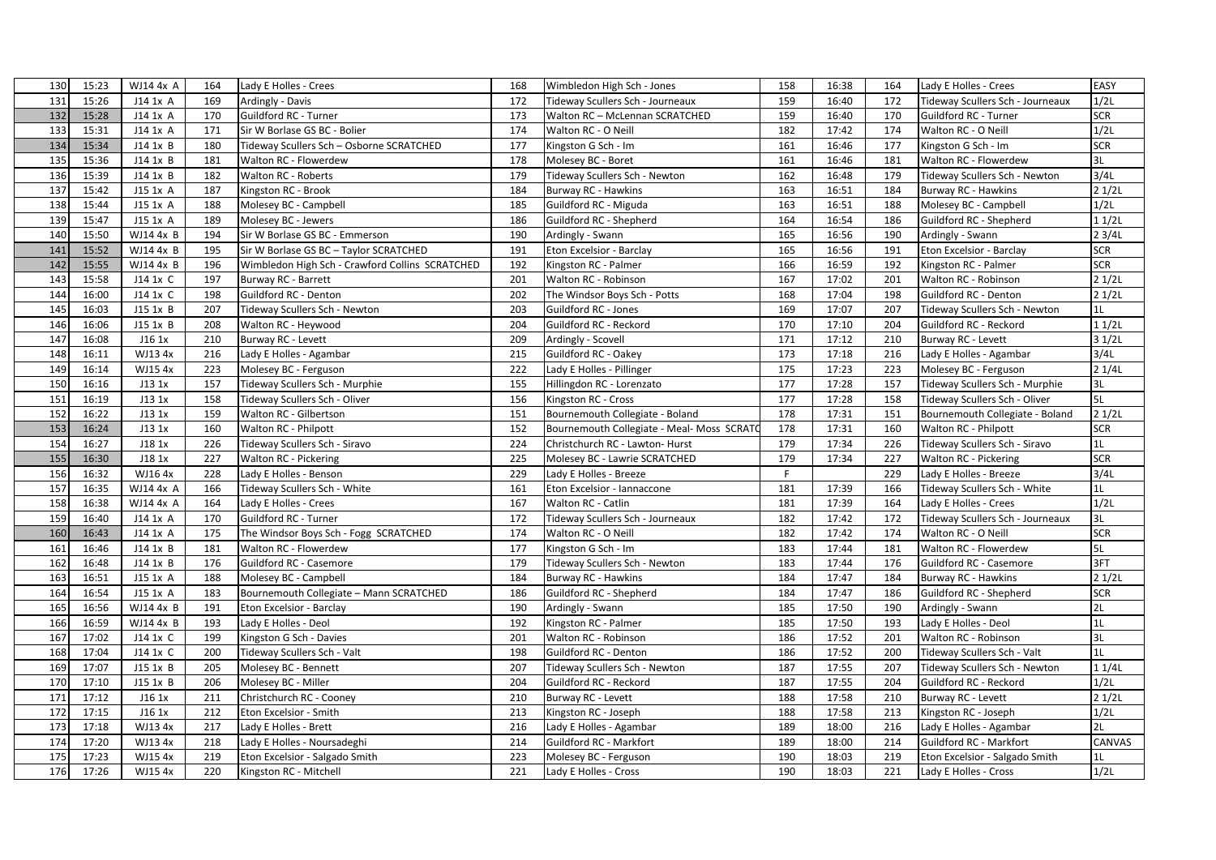| 130 | 15:23 | WJ14 4x A | 164 | Lady E Holles - Crees | 168 | Wimbledon High Sch - Jones | 158 | 16:38 | 164 | Lady E Holles - Crees | EASY |
|---|---|---|---|---|---|---|---|---|---|---|---|
| 131 | 15:26 | J14 1x A | 169 | Ardingly - Davis | 172 | Tideway Scullers Sch - Journeaux | 159 | 16:40 | 172 | Tideway Scullers Sch - Journeaux | 1/2L |
| 132 | 15:28 | J14 1x A | 170 | Guildford RC - Turner | 173 | Walton RC – McLennan SCRATCHED | 159 | 16:40 | 170 | Guildford RC - Turner | SCR |
| 133 | 15:31 | J14 1x A | 171 | Sir W Borlase GS BC - Bolier | 174 | Walton RC - O Neill | 182 | 17:42 | 174 | Walton RC - O Neill | 1/2L |
| 134 | 15:34 | J14 1x B | 180 | Tideway Scullers Sch – Osborne SCRATCHED | 177 | Kingston G Sch - Im | 161 | 16:46 | 177 | Kingston G Sch - Im | SCR |
| 135 | 15:36 | J14 1x B | 181 | Walton RC - Flowerdew | 178 | Molesey BC - Boret | 161 | 16:46 | 181 | Walton RC - Flowerdew | 3L |
| 136 | 15:39 | J14 1x B | 182 | Walton RC - Roberts | 179 | Tideway Scullers Sch - Newton | 162 | 16:48 | 179 | Tideway Scullers Sch - Newton | 3/4L |
| 137 | 15:42 | J15 1x A | 187 | Kingston RC - Brook | 184 | Burway RC - Hawkins | 163 | 16:51 | 184 | Burway RC - Hawkins | 2 1/2L |
| 138 | 15:44 | J15 1x A | 188 | Molesey BC - Campbell | 185 | Guildford RC - Miguda | 163 | 16:51 | 188 | Molesey BC - Campbell | 1/2L |
| 139 | 15:47 | J15 1x A | 189 | Molesey BC - Jewers | 186 | Guildford RC - Shepherd | 164 | 16:54 | 186 | Guildford RC - Shepherd | 1 1/2L |
| 140 | 15:50 | WJ14 4x B | 194 | Sir W Borlase GS BC - Emmerson | 190 | Ardingly - Swann | 165 | 16:56 | 190 | Ardingly - Swann | 2 3/4L |
| 141 | 15:52 | WJ14 4x B | 195 | Sir W Borlase GS BC – Taylor SCRATCHED | 191 | Eton Excelsior - Barclay | 165 | 16:56 | 191 | Eton Excelsior - Barclay | SCR |
| 142 | 15:55 | WJ14 4x B | 196 | Wimbledon High Sch - Crawford Collins SCRATCHED | 192 | Kingston RC - Palmer | 166 | 16:59 | 192 | Kingston RC - Palmer | SCR |
| 143 | 15:58 | J14 1x C | 197 | Burway RC - Barrett | 201 | Walton RC - Robinson | 167 | 17:02 | 201 | Walton RC - Robinson | 2 1/2L |
| 144 | 16:00 | J14 1x C | 198 | Guildford RC - Denton | 202 | The Windsor Boys Sch - Potts | 168 | 17:04 | 198 | Guildford RC - Denton | 2 1/2L |
| 145 | 16:03 | J15 1x B | 207 | Tideway Scullers Sch - Newton | 203 | Guildford RC - Jones | 169 | 17:07 | 207 | Tideway Scullers Sch - Newton | 1L |
| 146 | 16:06 | J15 1x B | 208 | Walton RC - Heywood | 204 | Guildford RC - Reckord | 170 | 17:10 | 204 | Guildford RC - Reckord | 1 1/2L |
| 147 | 16:08 | J16 1x | 210 | Burway RC - Levett | 209 | Ardingly - Scovell | 171 | 17:12 | 210 | Burway RC - Levett | 3 1/2L |
| 148 | 16:11 | WJ13 4x | 216 | Lady E Holles - Agambar | 215 | Guildford RC - Oakey | 173 | 17:18 | 216 | Lady E Holles - Agambar | 3/4L |
| 149 | 16:14 | WJ15 4x | 223 | Molesey BC - Ferguson | 222 | Lady E Holles - Pillinger | 175 | 17:23 | 223 | Molesey BC - Ferguson | 2 1/4L |
| 150 | 16:16 | J13 1x | 157 | Tideway Scullers Sch - Murphie | 155 | Hillingdon RC - Lorenzato | 177 | 17:28 | 157 | Tideway Scullers Sch - Murphie | 3L |
| 151 | 16:19 | J13 1x | 158 | Tideway Scullers Sch - Oliver | 156 | Kingston RC - Cross | 177 | 17:28 | 158 | Tideway Scullers Sch - Oliver | 5L |
| 152 | 16:22 | J13 1x | 159 | Walton RC - Gilbertson | 151 | Bournemouth Collegiate - Boland | 178 | 17:31 | 151 | Bournemouth Collegiate - Boland | 2 1/2L |
| 153 | 16:24 | J13 1x | 160 | Walton RC - Philpott | 152 | Bournemouth Collegiate - Meal- Moss SCRATC | 178 | 17:31 | 160 | Walton RC - Philpott | SCR |
| 154 | 16:27 | J18 1x | 226 | Tideway Scullers Sch - Siravo | 224 | Christchurch RC - Lawton- Hurst | 179 | 17:34 | 226 | Tideway Scullers Sch - Siravo | 1L |
| 155 | 16:30 | J18 1x | 227 | Walton RC - Pickering | 225 | Molesey BC - Lawrie SCRATCHED | 179 | 17:34 | 227 | Walton RC - Pickering | SCR |
| 156 | 16:32 | WJ16 4x | 228 | Lady E Holles - Benson | 229 | Lady E Holles - Breeze | F | | 229 | Lady E Holles - Breeze | 3/4L |
| 157 | 16:35 | WJ14 4x A | 166 | Tideway Scullers Sch - White | 161 | Eton Excelsior - Iannaccone | 181 | 17:39 | 166 | Tideway Scullers Sch - White | 1L |
| 158 | 16:38 | WJ14 4x A | 164 | Lady E Holles - Crees | 167 | Walton RC - Catlin | 181 | 17:39 | 164 | Lady E Holles - Crees | 1/2L |
| 159 | 16:40 | J14 1x A | 170 | Guildford RC - Turner | 172 | Tideway Scullers Sch - Journeaux | 182 | 17:42 | 172 | Tideway Scullers Sch - Journeaux | 3L |
| 160 | 16:43 | J14 1x A | 175 | The Windsor Boys Sch - Fogg SCRATCHED | 174 | Walton RC - O Neill | 182 | 17:42 | 174 | Walton RC - O Neill | SCR |
| 161 | 16:46 | J14 1x B | 181 | Walton RC - Flowerdew | 177 | Kingston G Sch - Im | 183 | 17:44 | 181 | Walton RC - Flowerdew | 5L |
| 162 | 16:48 | J14 1x B | 176 | Guildford RC - Casemore | 179 | Tideway Scullers Sch - Newton | 183 | 17:44 | 176 | Guildford RC - Casemore | 3FT |
| 163 | 16:51 | J15 1x A | 188 | Molesey BC - Campbell | 184 | Burway RC - Hawkins | 184 | 17:47 | 184 | Burway RC - Hawkins | 2 1/2L |
| 164 | 16:54 | J15 1x A | 183 | Bournemouth Collegiate – Mann SCRATCHED | 186 | Guildford RC - Shepherd | 184 | 17:47 | 186 | Guildford RC - Shepherd | SCR |
| 165 | 16:56 | WJ14 4x B | 191 | Eton Excelsior - Barclay | 190 | Ardingly - Swann | 185 | 17:50 | 190 | Ardingly - Swann | 2L |
| 166 | 16:59 | WJ14 4x B | 193 | Lady E Holles - Deol | 192 | Kingston RC - Palmer | 185 | 17:50 | 193 | Lady E Holles - Deol | 1L |
| 167 | 17:02 | J14 1x C | 199 | Kingston G Sch - Davies | 201 | Walton RC - Robinson | 186 | 17:52 | 201 | Walton RC - Robinson | 3L |
| 168 | 17:04 | J14 1x C | 200 | Tideway Scullers Sch - Valt | 198 | Guildford RC - Denton | 186 | 17:52 | 200 | Tideway Scullers Sch - Valt | 1L |
| 169 | 17:07 | J15 1x B | 205 | Molesey BC - Bennett | 207 | Tideway Scullers Sch - Newton | 187 | 17:55 | 207 | Tideway Scullers Sch - Newton | 1 1/4L |
| 170 | 17:10 | J15 1x B | 206 | Molesey BC - Miller | 204 | Guildford RC - Reckord | 187 | 17:55 | 204 | Guildford RC - Reckord | 1/2L |
| 171 | 17:12 | J16 1x | 211 | Christchurch RC - Cooney | 210 | Burway RC - Levett | 188 | 17:58 | 210 | Burway RC - Levett | 2 1/2L |
| 172 | 17:15 | J16 1x | 212 | Eton Excelsior - Smith | 213 | Kingston RC - Joseph | 188 | 17:58 | 213 | Kingston RC - Joseph | 1/2L |
| 173 | 17:18 | WJ13 4x | 217 | Lady E Holles - Brett | 216 | Lady E Holles - Agambar | 189 | 18:00 | 216 | Lady E Holles - Agambar | 2L |
| 174 | 17:20 | WJ13 4x | 218 | Lady E Holles - Noursadeghi | 214 | Guildford RC - Markfort | 189 | 18:00 | 214 | Guildford RC - Markfort | CANVAS |
| 175 | 17:23 | WJ15 4x | 219 | Eton Excelsior - Salgado Smith | 223 | Molesey BC - Ferguson | 190 | 18:03 | 219 | Eton Excelsior - Salgado Smith | 1L |
| 176 | 17:26 | WJ15 4x | 220 | Kingston RC - Mitchell | 221 | Lady E Holles - Cross | 190 | 18:03 | 221 | Lady E Holles - Cross | 1/2L |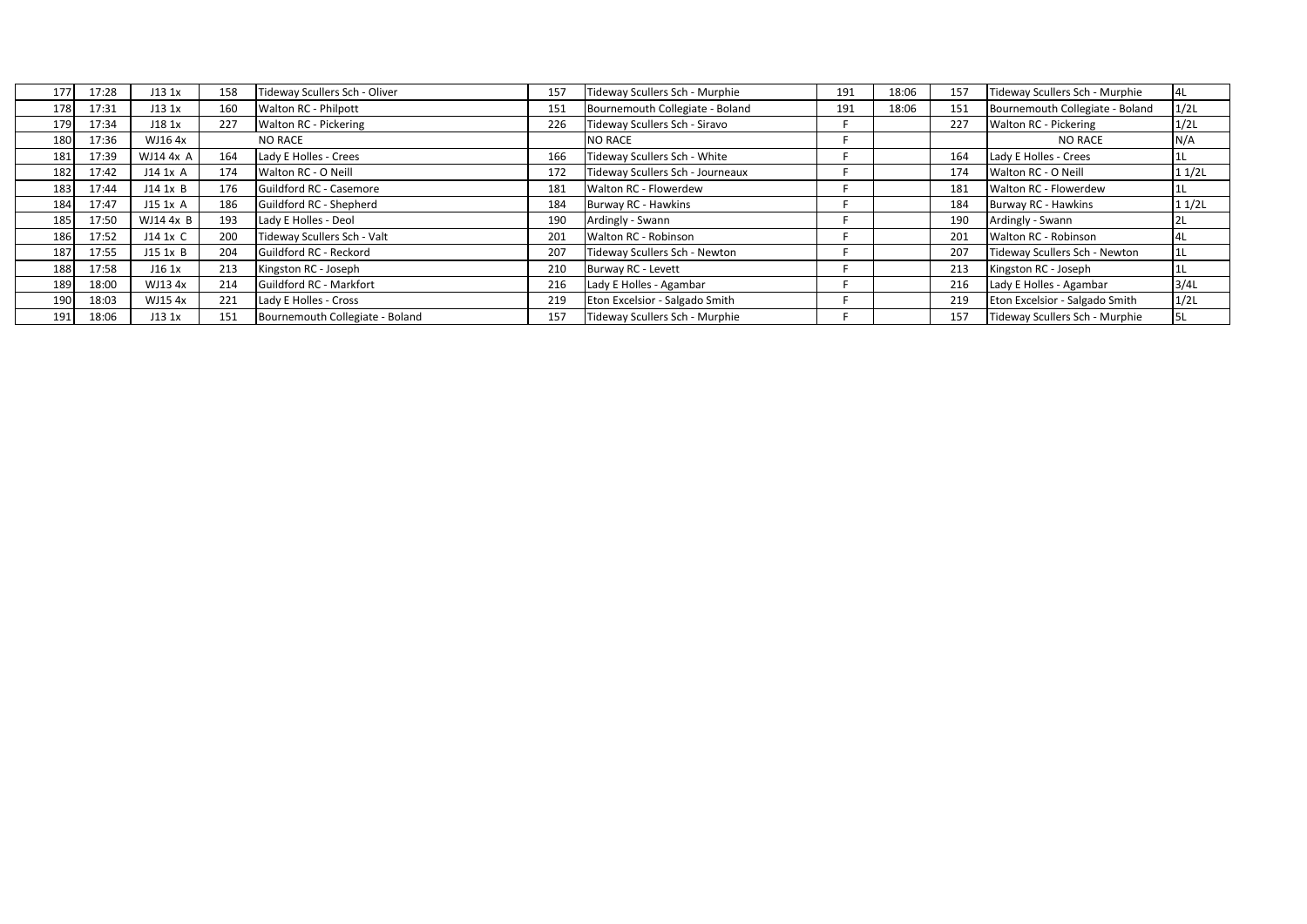| | | | | | | | | | | | | |
|---|---|---|---|---|---|---|---|---|---|---|---|---|
| 177 | 17:28 | J13 1x | 158 | Tideway Scullers Sch - Oliver | 157 | Tideway Scullers Sch - Murphie | 191 | 18:06 | 157 | Tideway Scullers Sch - Murphie | 4L |
| 178 | 17:31 | J13 1x | 160 | Walton RC - Philpott | 151 | Bournemouth Collegiate - Boland | 191 | 18:06 | 151 | Bournemouth Collegiate - Boland | 1/2L |
| 179 | 17:34 | J18 1x | 227 | Walton RC - Pickering | 226 | Tideway Scullers Sch - Siravo | F | | 227 | Walton RC - Pickering | 1/2L |
| 180 | 17:36 | WJ16 4x | | NO RACE | | NO RACE | F | | | NO RACE | N/A |
| 181 | 17:39 | WJ14 4x A | 164 | Lady E Holles - Crees | 166 | Tideway Scullers Sch - White | F | | 164 | Lady E Holles - Crees | 1L |
| 182 | 17:42 | J14 1x A | 174 | Walton RC - O Neill | 172 | Tideway Scullers Sch - Journeaux | F | | 174 | Walton RC - O Neill | 1 1/2L |
| 183 | 17:44 | J14 1x B | 176 | Guildford RC - Casemore | 181 | Walton RC - Flowerdew | F | | 181 | Walton RC - Flowerdew | 1L |
| 184 | 17:47 | J15 1x A | 186 | Guildford RC - Shepherd | 184 | Burway RC - Hawkins | F | | 184 | Burway RC - Hawkins | 1 1/2L |
| 185 | 17:50 | WJ14 4x B | 193 | Lady E Holles - Deol | 190 | Ardingly - Swann | F | | 190 | Ardingly - Swann | 2L |
| 186 | 17:52 | J14 1x C | 200 | Tideway Scullers Sch - Valt | 201 | Walton RC - Robinson | F | | 201 | Walton RC - Robinson | 4L |
| 187 | 17:55 | J15 1x B | 204 | Guildford RC - Reckord | 207 | Tideway Scullers Sch - Newton | F | | 207 | Tideway Scullers Sch - Newton | 1L |
| 188 | 17:58 | J16 1x | 213 | Kingston RC - Joseph | 210 | Burway RC - Levett | F | | 213 | Kingston RC - Joseph | 1L |
| 189 | 18:00 | WJ13 4x | 214 | Guildford RC - Markfort | 216 | Lady E Holles - Agambar | F | | 216 | Lady E Holles - Agambar | 3/4L |
| 190 | 18:03 | WJ15 4x | 221 | Lady E Holles - Cross | 219 | Eton Excelsior - Salgado Smith | F | | 219 | Eton Excelsior - Salgado Smith | 1/2L |
| 191 | 18:06 | J13 1x | 151 | Bournemouth Collegiate - Boland | 157 | Tideway Scullers Sch - Murphie | F | | 157 | Tideway Scullers Sch - Murphie | 5L |